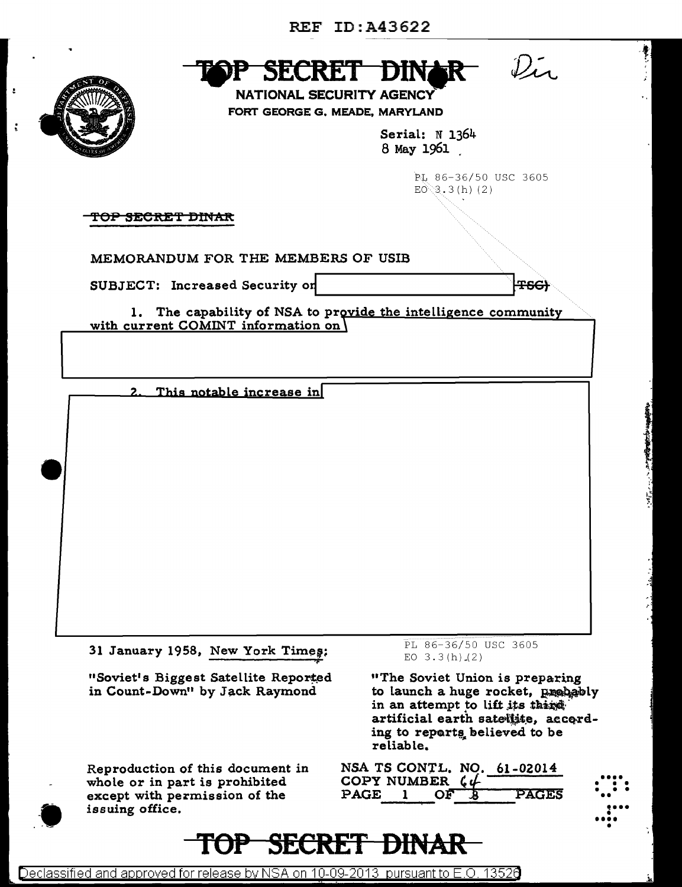REF ID:A43622

# TOP SECRET DINAR

Dir

NATIONAL SECURITY AGENCY
FORT GEORGE G. MEADE, MARYLAND

Serial: N 1364
8 May 1961

PL 86-36/50 USC 3605
EO 3.3(h)(2)

~~TOP SECRET DINAR~~

MEMORANDUM FOR THE MEMBERS OF USIB

SUBJECT: Increased Security on [REDACTED] ~~(TSC)~~

1. The capability of NSA to provide the intelligence community with current COMINT information on [REDACTED]

2. This notable increase in [REDACTED]

31 January 1958, New York Times:

"Soviet's Biggest Satellite Reported in Count-Down" by Jack Raymond

PL 86-36/50 USC 3605
EO 3.3(h)(2)

"The Soviet Union is preparing to launch a huge rocket, probably in an attempt to lift its third artificial earth satellite, according to reports believed to be reliable.

Reproduction of this document in whole or in part is prohibited except with permission of the issuing office.

NSA TS CONTL. NO. 61-02014
COPY NUMBER 64
PAGE 1 OF 8 PAGES

# TOP SECRET DINAR

Declassified and approved for release by NSA on 10-09-2013 pursuant to E.O. 13526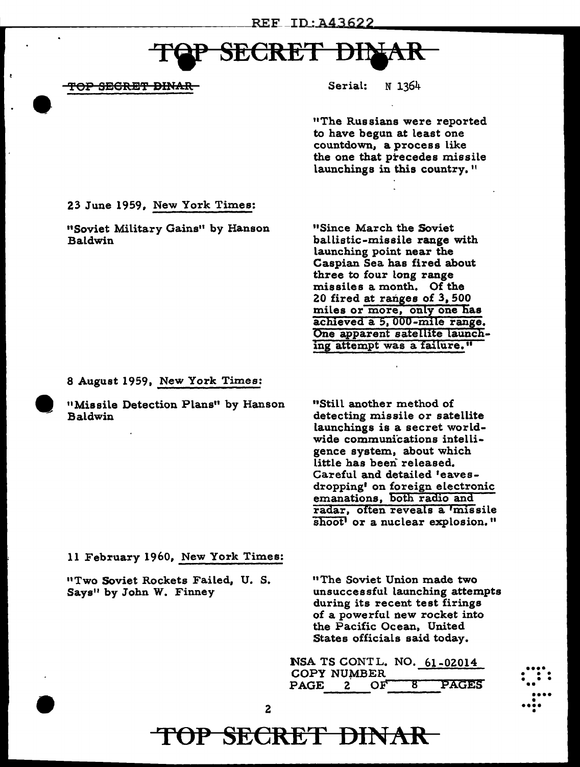TOP SECRET DINAR

Serial: N 1364

"The Russians were reported to have begun at least one countdown, a process like the one that precedes missile launchings in this country."

23 June 1959, New York Times:

"Soviet Military Gains" by Hanson Baldwin

"Since March the Soviet ballistic-missile range with launching point near the Caspian Sea has fired about three to four long range missiles a month. Of the 20 fired at ranges of 3,500 miles or more, only one has achieved a 5,000-mile range. One apparent satellite launching attempt was a failure."

8 August 1959, New York Times:

"Missile Detection Plans" by Hanson Baldwin

"Still another method of detecting missile or satellite launchings is a secret worldwide communications intelligence system, about which little has been released. Careful and detailed 'eavesdropping' on foreign electronic emanations, both radio and radar, often reveals a 'missile shoot' or a nuclear explosion."

11 February 1960, New York Times:

"Two Soviet Rockets Failed, U. S. Says" by John W. Finney

"The Soviet Union made two unsuccessful launching attempts during its recent test firings of a powerful new rocket into the Pacific Ocean, United States officials said today.

NSA TS CONTL. NO. 61-02014
COPY NUMBER
PAGE 2 OF 8 PAGES

TOP SECRET DINAR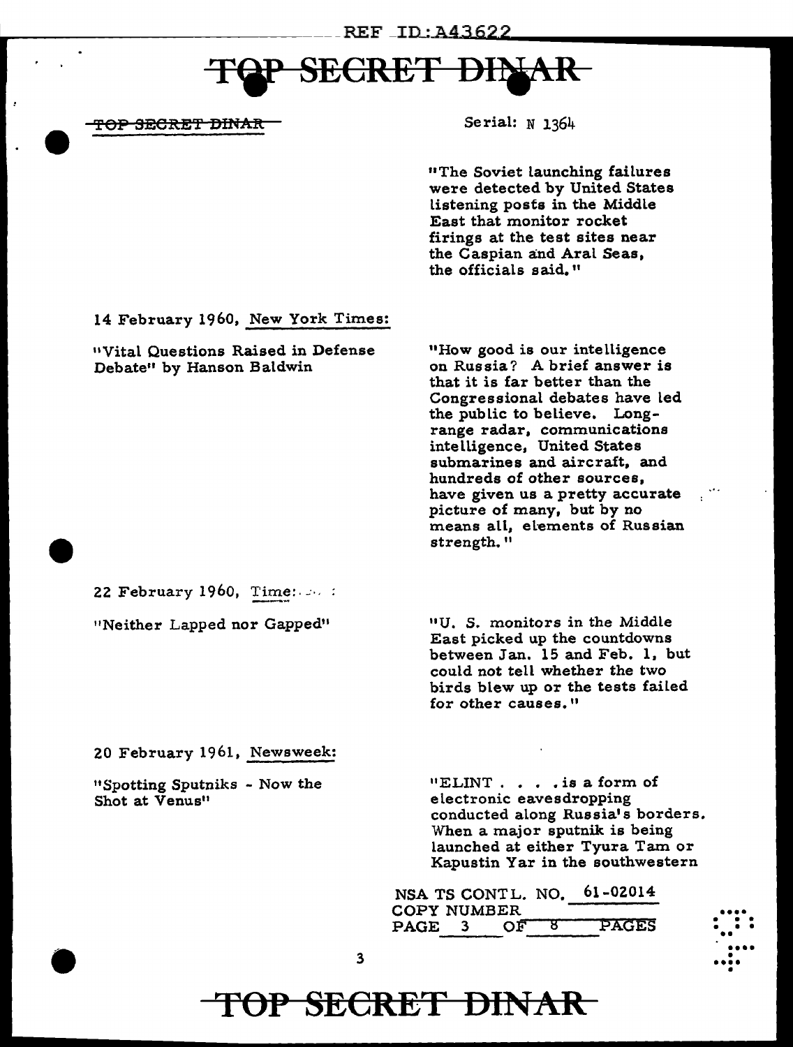~~TOP SECRET DINAR~~ Serial: N 1364

"The Soviet launching failures were detected by United States listening posts in the Middle East that monitor rocket firings at the test sites near the Caspian and Aral Seas, the officials said."

14 February 1960, New York Times:

"Vital Questions Raised in Defense Debate" by Hanson Baldwin

"How good is our intelligence on Russia? A brief answer is that it is far better than the Congressional debates have led the public to believe. Long-range radar, communications intelligence, United States submarines and aircraft, and hundreds of other sources, have given us a pretty accurate picture of many, but by no means all, elements of Russian strength."

22 February 1960, Time:

"Neither Lapped nor Gapped"

"U. S. monitors in the Middle East picked up the countdowns between Jan. 15 and Feb. 1, but could not tell whether the two birds blew up or the tests failed for other causes."

20 February 1961, Newsweek:

"Spotting Sputniks - Now the Shot at Venus"

"ELINT . . . . is a form of electronic eavesdropping conducted along Russia's borders. When a major sputnik is being launched at either Tyura Tam or Kapustin Yar in the southwestern

NSA TS CONTL. NO. 61-02014
COPY NUMBER
PAGE 3 OF 8 PAGES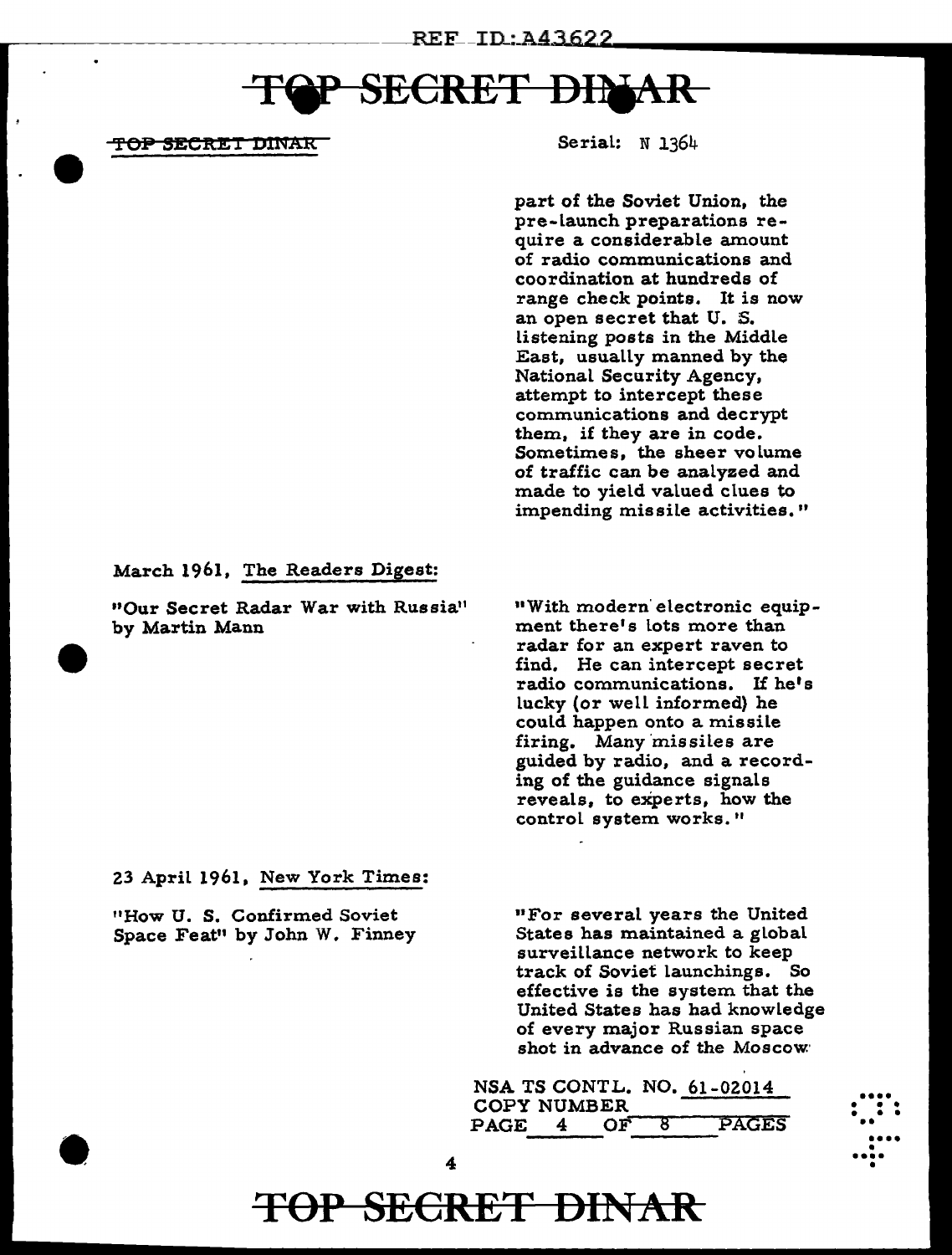TOP SECRET DINAR

Serial: N 1364

part of the Soviet Union, the pre-launch preparations require a considerable amount of radio communications and coordination at hundreds of range check points. It is now an open secret that U. S. listening posts in the Middle East, usually manned by the National Security Agency, attempt to intercept these communications and decrypt them, if they are in code. Sometimes, the sheer volume of traffic can be analyzed and made to yield valued clues to impending missile activities."

March 1961, The Readers Digest:

"Our Secret Radar War with Russia" by Martin Mann

"With modern electronic equipment there's lots more than radar for an expert raven to find. He can intercept secret radio communications. If he's lucky (or well informed) he could happen onto a missile firing. Many missiles are guided by radio, and a recording of the guidance signals reveals, to experts, how the control system works."

23 April 1961, New York Times:

"How U. S. Confirmed Soviet Space Feat" by John W. Finney

"For several years the United States has maintained a global surveillance network to keep track of Soviet launchings. So effective is the system that the United States has had knowledge of every major Russian space shot in advance of the Moscow

NSA TS CONTL. NO. 61-02014
COPY NUMBER
PAGE 4 OF 8 PAGES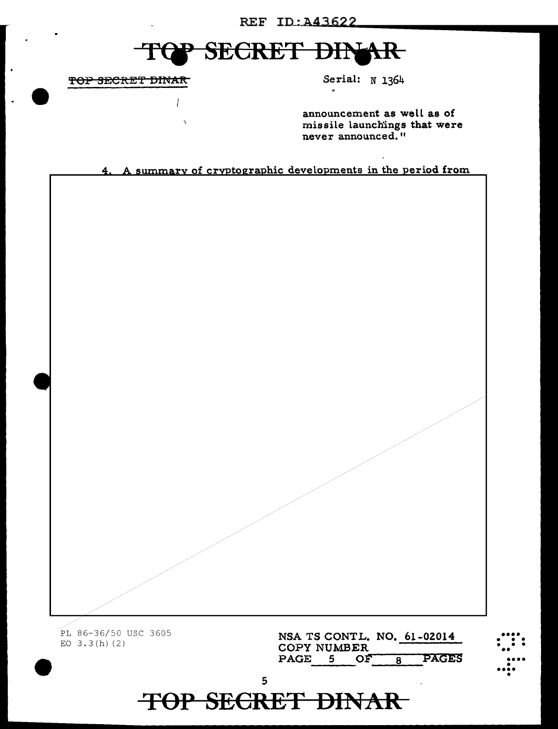announcement as well as of missile launchings that were never announced."

4. A summary of cryptographic developments in the period from

PL 86-36/50 USC 3605
EO 3.3(h)(2)

NSA TS CONTL. NO. 61-02014
COPY NUMBER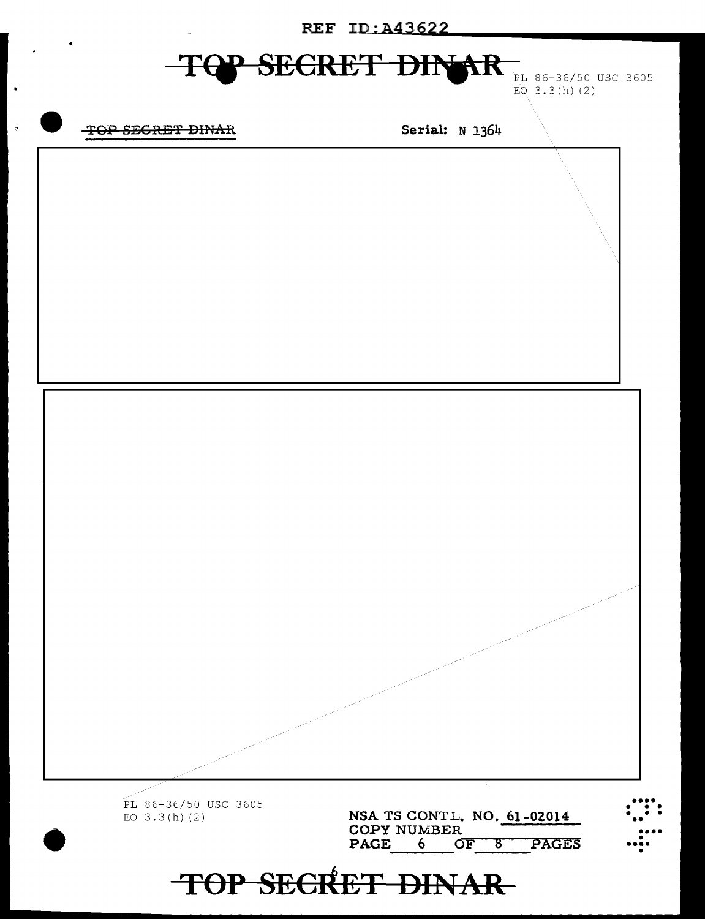~~TOP SECRET DINAR~~

PL 86-36/50 USC 3605
EO 3.3(h)(2)

~~TOP SECRET DINAR~~ Serial: N 1364

PL 86-36/50 USC 3605
EO 3.3(h)(2)

NSA TS CONTL. NO. 61-02014
COPY NUMBER
PAGE 6 OF 8 PAGES

~~TOP SECRET DINAR~~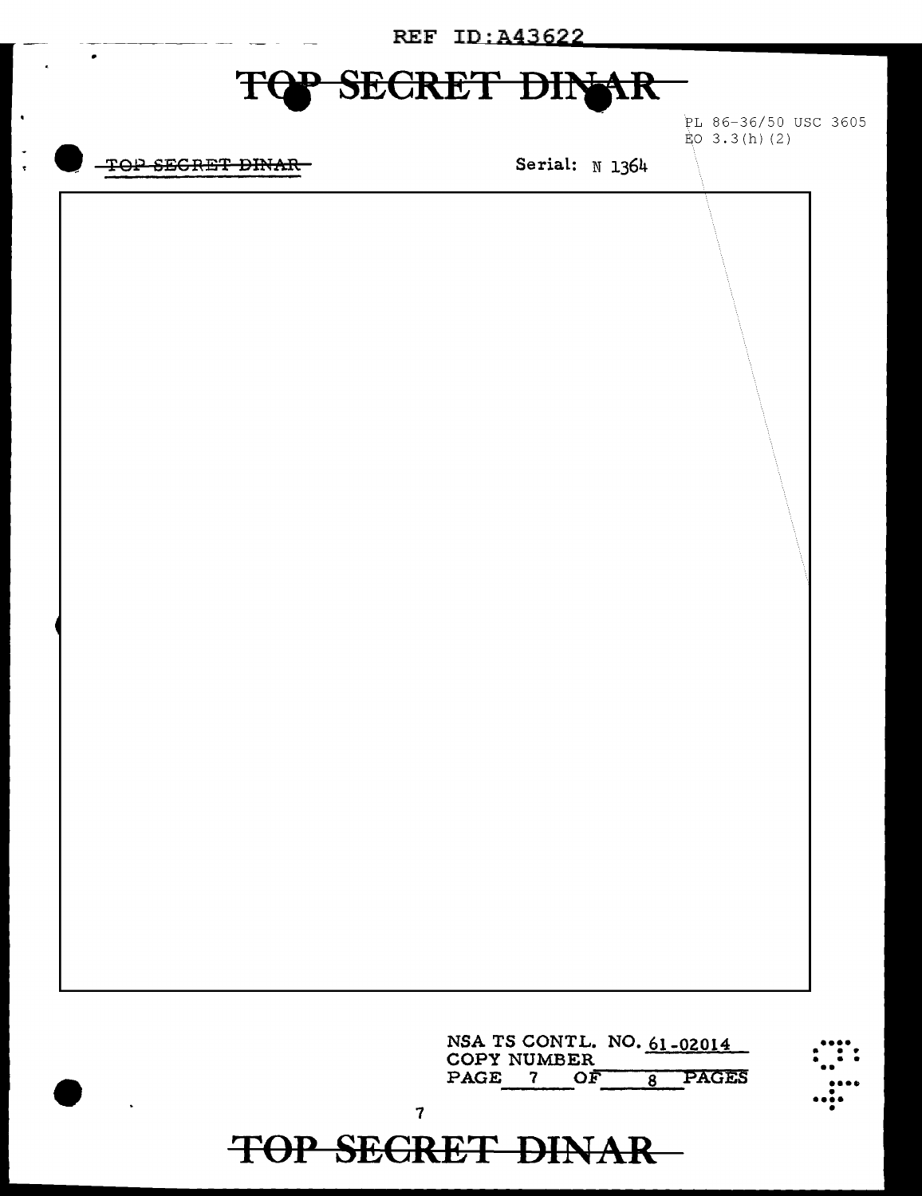PL 86-36/50 USC 3605
EO 3.3(h)(2)

Serial: N 1364

NSA TS CONTL. NO. 61-02014
COPY NUMBER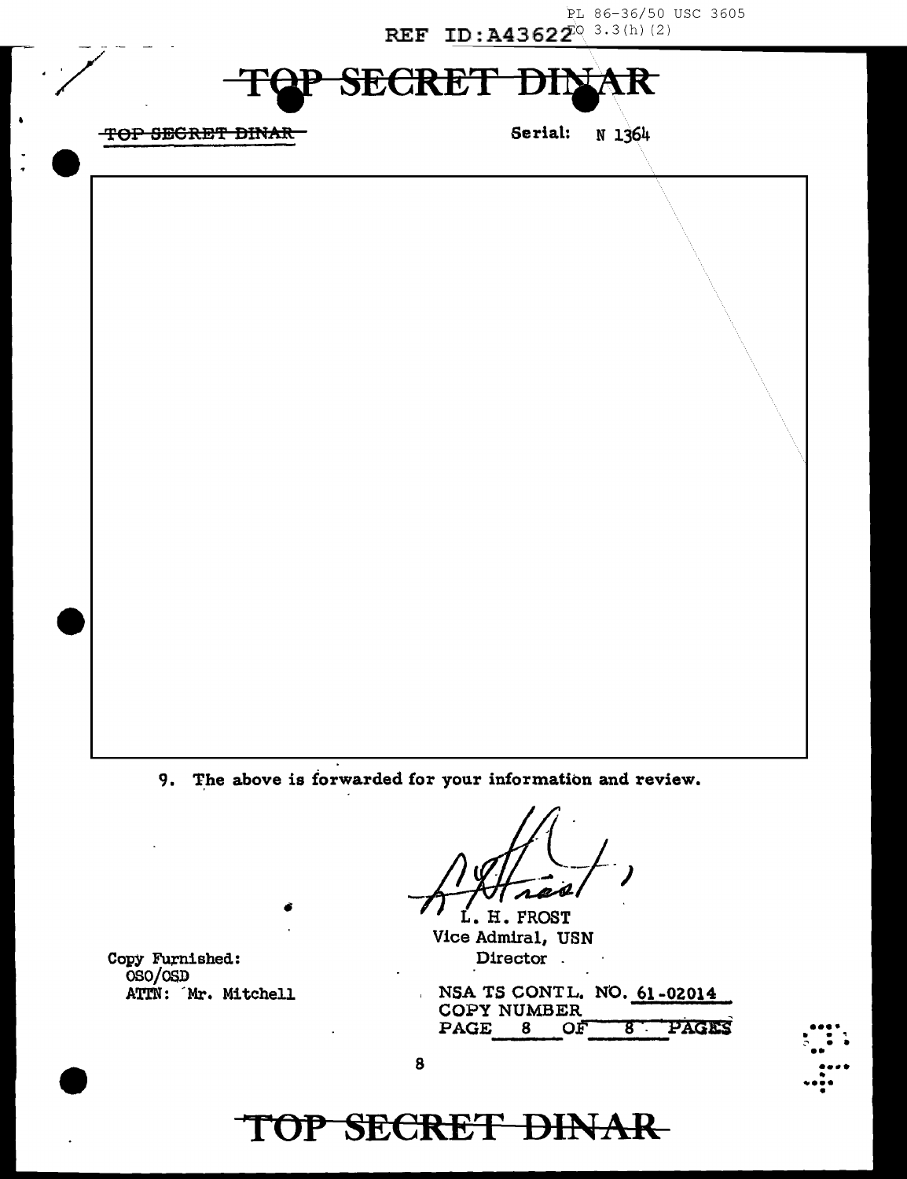PL 86-36/50 USC 3605
EO 3.3(h)(2)

REF ID:A43622

~~TOP SECRET DINAR~~

~~TOP SECRET DINAR~~ Serial: N 1364

9. The above is forwarded for your information and review.

L. H. FROST
Vice Admiral, USN
Director

Copy Furnished:
OSO/OSD
ATTN: Mr. Mitchell

NSA TS CONTL. NO. 61-02014
COPY NUMBER
PAGE 8 OF 8 PAGES

~~TOP SECRET DINAR~~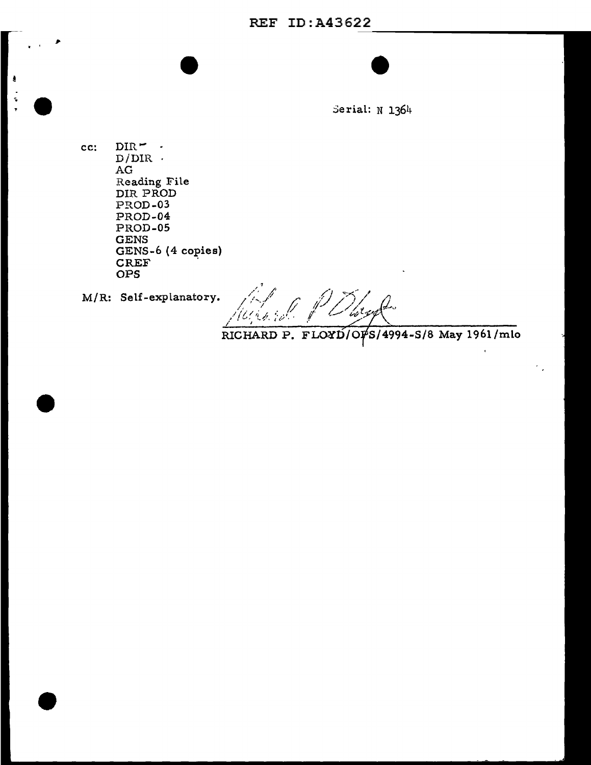REF ID:A43622

Serial: N 1364

cc: DIR
D/DIR
AG
Reading File
DIR PROD
PROD-03
PROD-04
PROD-05
GENS
GENS-6 (4 copies)
CREF
OPS

M/R: Self-explanatory.

RICHARD P. FLOYD/OPS/4994-S/8 May 1961/mlo